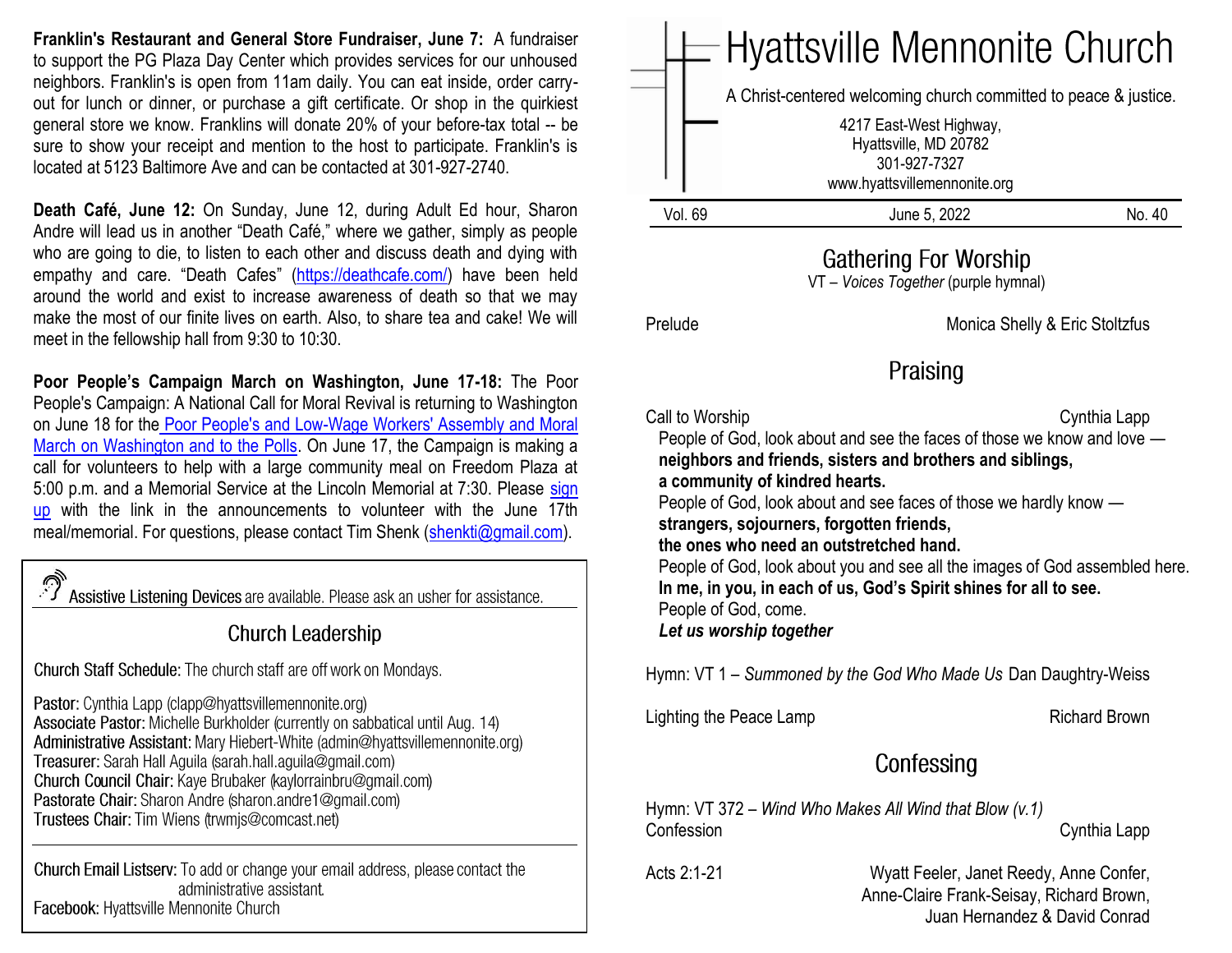**Franklin's Restaurant and General Store Fundraiser, June 7:** A fundraiser to support the PG Plaza Day Center which provides services for our unhoused neighbors. Franklin's is open from 11am daily. You can eat inside, order carry-out for lunch or dinner, or purchase a gift certificate. Or shop in the quirkiest general store we know. Franklins will donate 20% of your before-tax total -- be sure to show your receipt and mention to the host to participate. Franklin's is located at 5123 Baltimore Ave and can be contacted at 301-927-2740.

**Death Café, June 12:** On Sunday, June 12, during Adult Ed hour, Sharon Andre will lead us in another "Death Café," where we gather, simply as people who are going to die, to listen to each other and discuss death and dying with empathy and care. "Death Cafes" (https://deathcafe.com/) have been held around the world and exist to increase awareness of death so that we may make the most of our finite lives on earth. Also, to share tea and cake! We will meet in the fellowship hall from 9:30 to 10:30.

**Poor People's Campaign March on Washington, June 17-18:** The Poor People's Campaign: A National Call for Moral Revival is returning to Washington on June 18 for the Poor People's and Low-Wage Workers' Assembly and Moral March on Washington and to the Polls. On June 17, the Campaign is making a call for volunteers to help with a large community meal on Freedom Plaza at 5:00 p.m. and a Memorial Service at the Lincoln Memorial at 7:30. Please sign up with the link in the announcements to volunteer with the June 17th meal/memorial. For questions, please contact Tim Shenk (shenkti@gmail.com).

Assistive Listening Devices are available. Please ask an usher for assistance.

## Church Leadership

Church Staff Schedule: The church staff are off work on Mondays.

Pastor: Cynthia Lapp (clapp@hyattsvillemennonite.org)
Associate Pastor: Michelle Burkholder (currently on sabbatical until Aug. 14)
Administrative Assistant: Mary Hiebert-White (admin@hyattsvillemennonite.org)
Treasurer: Sarah Hall Aguila (sarah.hall.aguila@gmail.com)
Church Council Chair: Kaye Brubaker (kaylorrainbru@gmail.com)
Pastorate Chair: Sharon Andre (sharon.andre1@gmail.com)
Trustees Chair: Tim Wiens (trwmjs@comcast.net)

Church Email Listserv: To add or change your email address, please contact the administrative assistant.
Facebook: Hyattsville Mennonite Church

# Hyattsville Mennonite Church

A Christ-centered welcoming church committed to peace & justice.

4217 East-West Highway,
Hyattsville, MD 20782
301-927-7327
www.hyattsvillemennonite.org

Vol. 69 | June 5, 2022 | No. 40

## Gathering For Worship

VT – *Voices Together* (purple hymnal)

Prelude — Monica Shelly & Eric Stoltzfus

## Praising

Call to Worship — Cynthia Lapp

People of God, look about and see the faces of those we know and love —
**neighbors and friends, sisters and brothers and siblings,**
**a community of kindred hearts.**
People of God, look about and see faces of those we hardly know —
**strangers, sojourners, forgotten friends,**
**the ones who need an outstretched hand.**
People of God, look about you and see all the images of God assembled here.
**In me, in you, in each of us, God's Spirit shines for all to see.**
People of God, come.
***Let us worship together***

Hymn: VT 1 – *Summoned by the God Who Made Us* Dan Daughtry-Weiss

Lighting the Peace Lamp — Richard Brown

## Confessing

Hymn: VT 372 – *Wind Who Makes All Wind that Blow (v.1)*
Confession — Cynthia Lapp

Acts 2:1-21 — Wyatt Feeler, Janet Reedy, Anne Confer, Anne-Claire Frank-Seisay, Richard Brown, Juan Hernandez & David Conrad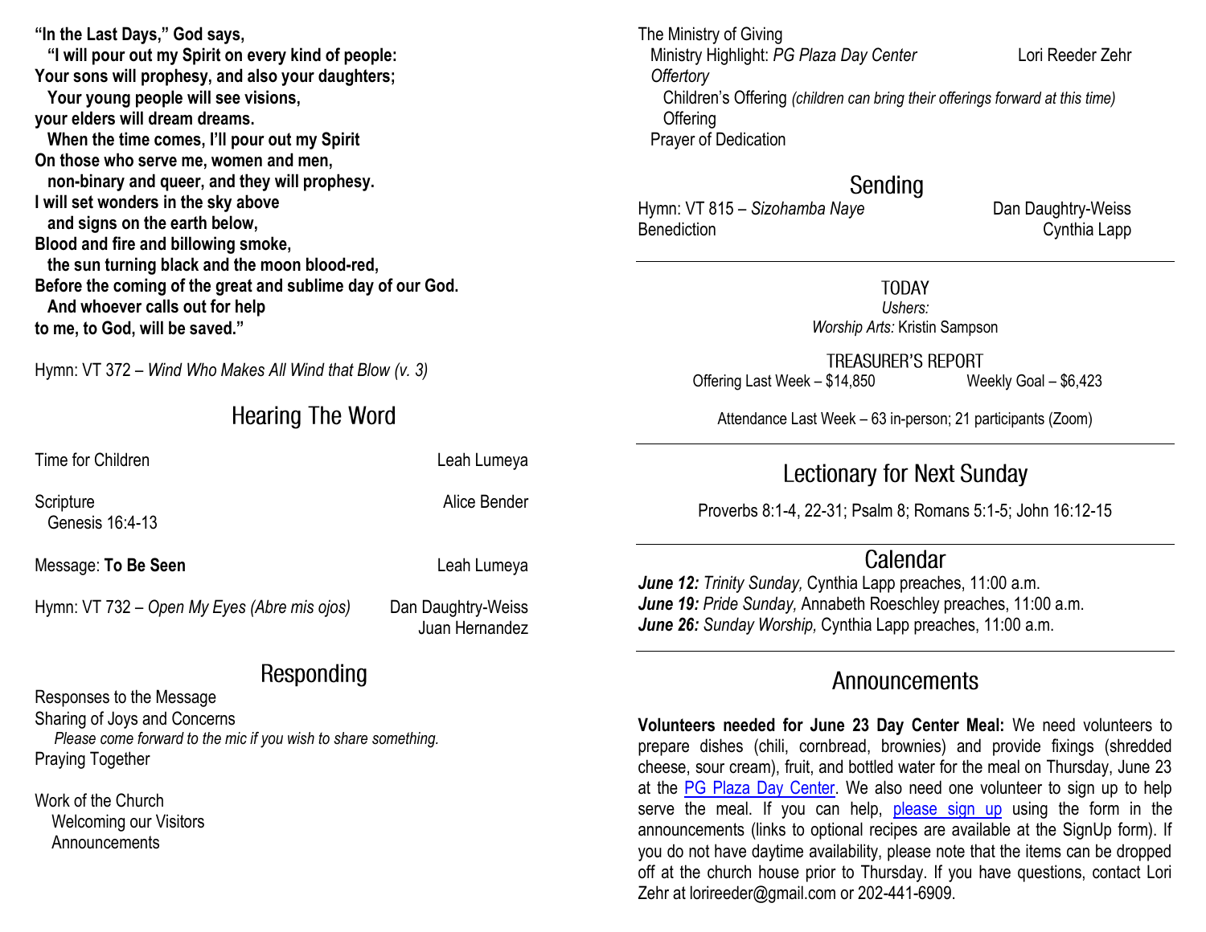**“In the Last Days,” God says,**
**“I will pour out my Spirit on every kind of people:**
**Your sons will prophesy, and also your daughters;**
**Your young people will see visions,**
**your elders will dream dreams.**
**When the time comes, I’ll pour out my Spirit**
**On those who serve me, women and men,**
**non-binary and queer, and they will prophesy.**
**I will set wonders in the sky above**
**and signs on the earth below,**
**Blood and fire and billowing smoke,**
**the sun turning black and the moon blood-red,**
**Before the coming of the great and sublime day of our God.**
**And whoever calls out for help**
**to me, to God, will be saved.”**

Hymn: VT 372 – *Wind Who Makes All Wind that Blow (v. 3)*

## Hearing The Word

Time for Children — Leah Lumeya

Scripture — Alice Bender
Genesis 16:4-13

Message: **To Be Seen** — Leah Lumeya

Hymn: VT 732 – *Open My Eyes (Abre mis ojos)* — Dan Daughtry-Weiss, Juan Hernandez

## Responding

Responses to the Message
Sharing of Joys and Concerns
*Please come forward to the mic if you wish to share something.*
Praying Together

Work of the Church
Welcoming our Visitors
Announcements

The Ministry of Giving
Ministry Highlight: *PG Plaza Day Center* — Lori Reeder Zehr
*Offertory*
Children’s Offering *(children can bring their offerings forward at this time)*
Offering
Prayer of Dedication

## Sending

Hymn: VT 815 – *Sizohamba Naye* — Dan Daughtry-Weiss
Benediction — Cynthia Lapp

---

TODAY
*Ushers:*
*Worship Arts:* Kristin Sampson

TREASURER’S REPORT
Offering Last Week – $14,850 — Weekly Goal – $6,423

Attendance Last Week – 63 in-person; 21 participants (Zoom)

---

## Lectionary for Next Sunday

Proverbs 8:1-4, 22-31; Psalm 8; Romans 5:1-5; John 16:12-15

---

## Calendar

***June 12:*** *Trinity Sunday,* Cynthia Lapp preaches, 11:00 a.m.
***June 19:*** *Pride Sunday,* Annabeth Roeschley preaches, 11:00 a.m.
***June 26:*** *Sunday Worship,* Cynthia Lapp preaches, 11:00 a.m.

---

## Announcements

**Volunteers needed for June 23 Day Center Meal:** We need volunteers to prepare dishes (chili, cornbread, brownies) and provide fixings (shredded cheese, sour cream), fruit, and bottled water for the meal on Thursday, June 23 at the PG Plaza Day Center. We also need one volunteer to sign up to help serve the meal. If you can help, please sign up using the form in the announcements (links to optional recipes are available at the SignUp form). If you do not have daytime availability, please note that the items can be dropped off at the church house prior to Thursday. If you have questions, contact Lori Zehr at lorireeder@gmail.com or 202-441-6909.